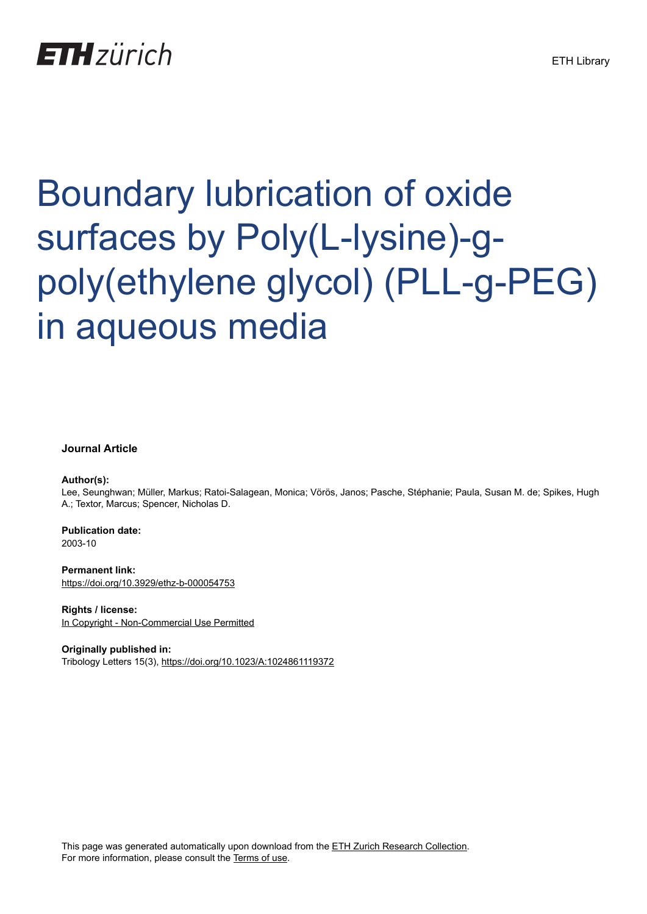ETH zürich

ETH Library

# Boundary lubrication of oxide surfaces by Poly(L-lysine)-g-poly(ethylene glycol) (PLL-g-PEG) in aqueous media

**Journal Article**

**Author(s):**
Lee, Seunghwan; Müller, Markus; Ratoi-Salagean, Monica; Vörös, Janos; Pasche, Stéphanie; Paula, Susan M. de; Spikes, Hugh A.; Textor, Marcus; Spencer, Nicholas D.

**Publication date:**
2003-10

**Permanent link:**
https://doi.org/10.3929/ethz-b-000054753

**Rights / license:**
In Copyright - Non-Commercial Use Permitted

**Originally published in:**
Tribology Letters 15(3), https://doi.org/10.1023/A:1024861119372

This page was generated automatically upon download from the ETH Zurich Research Collection.
For more information, please consult the Terms of use.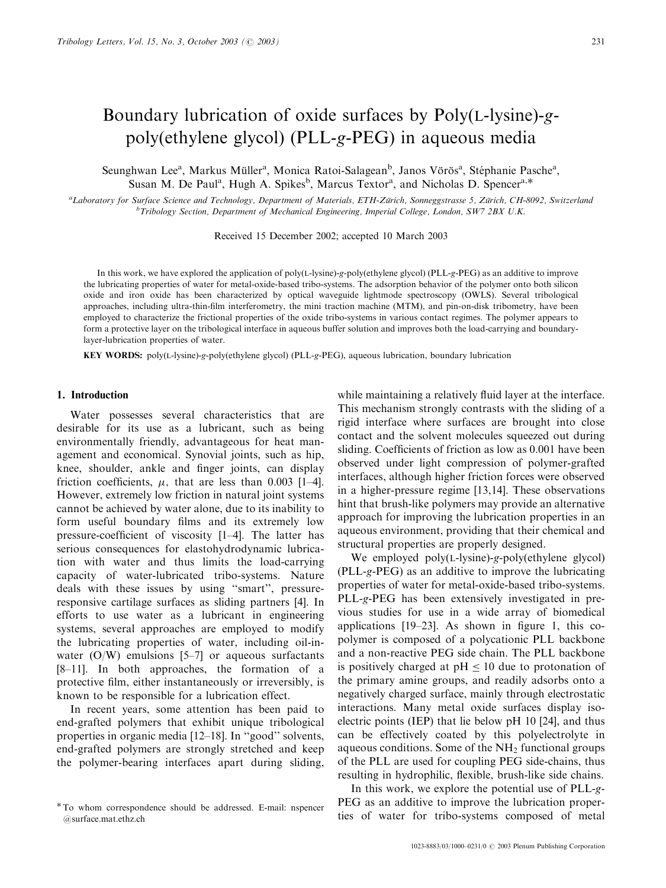# Boundary lubrication of oxide surfaces by Poly(L-lysine)-*g*-poly(ethylene glycol) (PLL-*g*-PEG) in aqueous media

Seunghwan Lee[a], Markus Müller[a], Monica Ratoi-Salagean[b], Janos Vörös[a], Stéphanie Pasche[a], Susan M. De Paul[a], Hugh A. Spikes[b], Marcus Textor[a], and Nicholas D. Spencer[a,*]

[a]Laboratory for Surface Science and Technology, Department of Materials, ETH-Zürich, Sonneggstrasse 5, Zürich, CH-8092, Switzerland
[b]Tribology Section, Department of Mechanical Engineering, Imperial College, London, SW7 2BX U.K.

Received 15 December 2002; accepted 10 March 2003

In this work, we have explored the application of poly(L-lysine)-*g*-poly(ethylene glycol) (PLL-*g*-PEG) as an additive to improve the lubricating properties of water for metal-oxide-based tribo-systems. The adsorption behavior of the polymer onto both silicon oxide and iron oxide has been characterized by optical waveguide lightmode spectroscopy (OWLS). Several tribological approaches, including ultra-thin-film interferometry, the mini traction machine (MTM), and pin-on-disk tribometry, have been employed to characterize the frictional properties of the oxide tribo-systems in various contact regimes. The polymer appears to form a protective layer on the tribological interface in aqueous buffer solution and improves both the load-carrying and boundary-layer-lubrication properties of water.

**KEY WORDS:** poly(L-lysine)-*g*-poly(ethylene glycol) (PLL-*g*-PEG), aqueous lubrication, boundary lubrication

## 1. Introduction

Water possesses several characteristics that are desirable for its use as a lubricant, such as being environmentally friendly, advantageous for heat management and economical. Synovial joints, such as hip, knee, shoulder, ankle and finger joints, can display friction coefficients, $\mu$, that are less than 0.003 [1–4]. However, extremely low friction in natural joint systems cannot be achieved by water alone, due to its inability to form useful boundary films and its extremely low pressure-coefficient of viscosity [1–4]. The latter has serious consequences for elastohydrodynamic lubrication with water and thus limits the load-carrying capacity of water-lubricated tribo-systems. Nature deals with these issues by using "smart", pressure-responsive cartilage surfaces as sliding partners [4]. In efforts to use water as a lubricant in engineering systems, several approaches are employed to modify the lubricating properties of water, including oil-in-water (O/W) emulsions [5–7] or aqueous surfactants [8–11]. In both approaches, the formation of a protective film, either instantaneously or irreversibly, is known to be responsible for a lubrication effect.

In recent years, some attention has been paid to end-grafted polymers that exhibit unique tribological properties in organic media [12–18]. In "good" solvents, end-grafted polymers are strongly stretched and keep the polymer-bearing interfaces apart during sliding, while maintaining a relatively fluid layer at the interface. This mechanism strongly contrasts with the sliding of a rigid interface where surfaces are brought into close contact and the solvent molecules squeezed out during sliding. Coefficients of friction as low as 0.001 have been observed under light compression of polymer-grafted interfaces, although higher friction forces were observed in a higher-pressure regime [13,14]. These observations hint that brush-like polymers may provide an alternative approach for improving the lubrication properties in an aqueous environment, providing that their chemical and structural properties are properly designed.

We employed poly(L-lysine)-*g*-poly(ethylene glycol) (PLL-*g*-PEG) as an additive to improve the lubricating properties of water for metal-oxide-based tribo-systems. PLL-*g*-PEG has been extensively investigated in previous studies for use in a wide array of biomedical applications [19–23]. As shown in figure 1, this copolymer is composed of a polycationic PLL backbone and a non-reactive PEG side chain. The PLL backbone is positively charged at pH $\leq$ 10 due to protonation of the primary amine groups, and readily adsorbs onto a negatively charged surface, mainly through electrostatic interactions. Many metal oxide surfaces display isoelectric points (IEP) that lie below pH 10 [24], and thus can be effectively coated by this polyelectrolyte in aqueous conditions. Some of the $NH_2$ functional groups of the PLL are used for coupling PEG side-chains, thus resulting in hydrophilic, flexible, brush-like side chains.

In this work, we explore the potential use of PLL-*g*-PEG as an additive to improve the lubrication properties of water for tribo-systems composed of metal

*To whom correspondence should be addressed. E-mail: nspencer@surface.mat.ethz.ch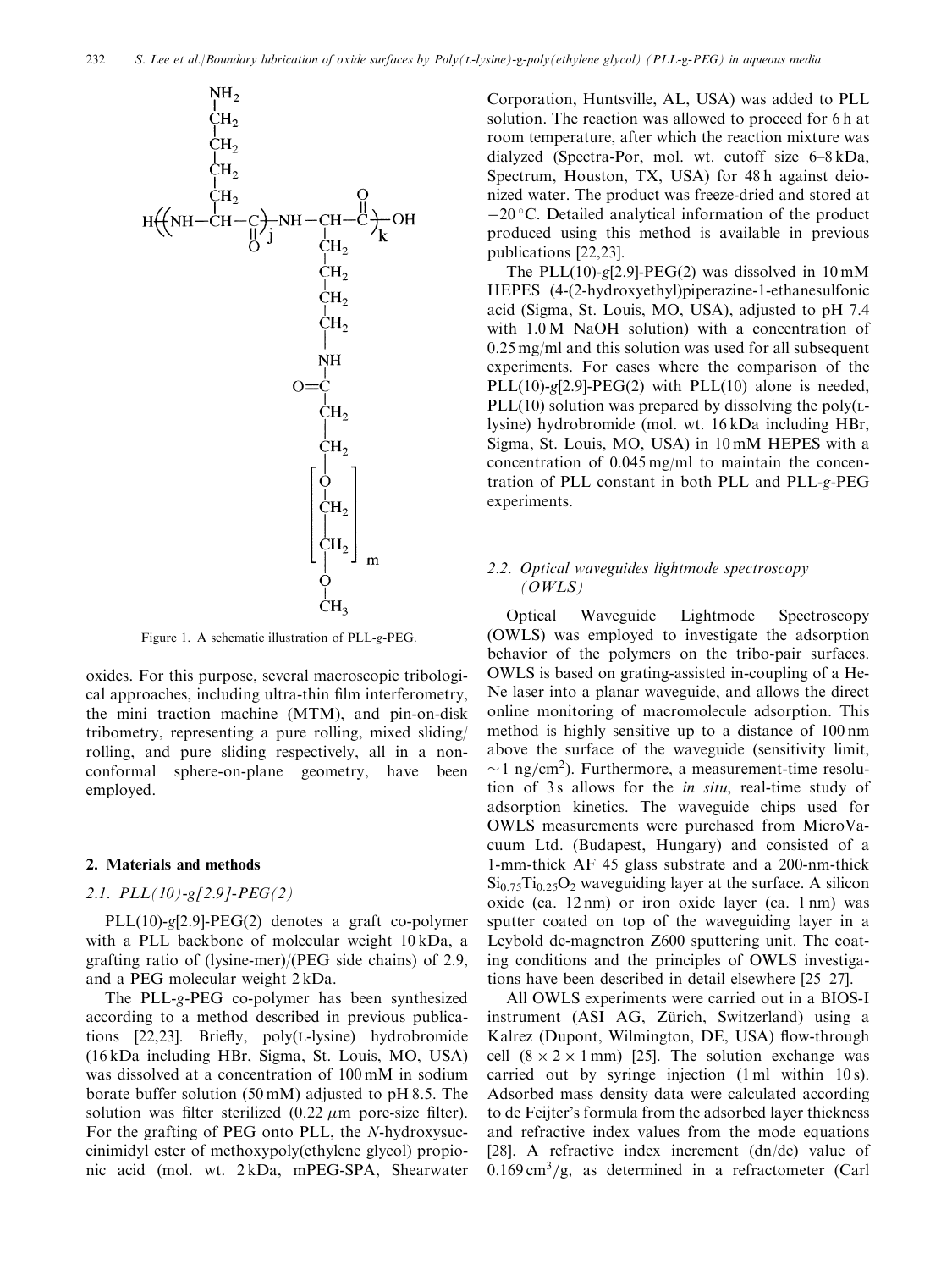Figure 1. A schematic illustration of PLL-*g*-PEG.

oxides. For this purpose, several macroscopic tribological approaches, including ultra-thin film interferometry, the mini traction machine (MTM), and pin-on-disk tribometry, representing a pure rolling, mixed sliding/rolling, and pure sliding respectively, all in a non-conformal sphere-on-plane geometry, have been employed.

## 2. Materials and methods

### 2.1. PLL(10)-g[2.9]-PEG(2)

PLL(10)-*g*[2.9]-PEG(2) denotes a graft co-polymer with a PLL backbone of molecular weight 10 kDa, a grafting ratio of (lysine-mer)/(PEG side chains) of 2.9, and a PEG molecular weight 2 kDa.

The PLL-*g*-PEG co-polymer has been synthesized according to a method described in previous publications [22,23]. Briefly, poly(L-lysine) hydrobromide (16 kDa including HBr, Sigma, St. Louis, MO, USA) was dissolved at a concentration of 100 mM in sodium borate buffer solution (50 mM) adjusted to pH 8.5. The solution was filter sterilized (0.22 $\mu$m pore-size filter). For the grafting of PEG onto PLL, the *N*-hydroxysuccinimidyl ester of methoxypoly(ethylene glycol) propionic acid (mol. wt. 2 kDa, mPEG-SPA, Shearwater Corporation, Huntsville, AL, USA) was added to PLL solution. The reaction was allowed to proceed for 6 h at room temperature, after which the reaction mixture was dialyzed (Spectra-Por, mol. wt. cutoff size 6–8 kDa, Spectrum, Houston, TX, USA) for 48 h against deionized water. The product was freeze-dried and stored at $-20\,^{\circ}$C. Detailed analytical information of the product produced using this method is available in previous publications [22,23].

The PLL(10)-*g*[2.9]-PEG(2) was dissolved in 10 mM HEPES (4-(2-hydroxyethyl)piperazine-1-ethanesulfonic acid (Sigma, St. Louis, MO, USA), adjusted to pH 7.4 with 1.0 M NaOH solution) with a concentration of 0.25 mg/ml and this solution was used for all subsequent experiments. For cases where the comparison of the PLL(10)-*g*[2.9]-PEG(2) with PLL(10) alone is needed, PLL(10) solution was prepared by dissolving the poly(L-lysine) hydrobromide (mol. wt. 16 kDa including HBr, Sigma, St. Louis, MO, USA) in 10 mM HEPES with a concentration of 0.045 mg/ml to maintain the concentration of PLL constant in both PLL and PLL-*g*-PEG experiments.

### 2.2. Optical waveguides lightmode spectroscopy (OWLS)

Optical Waveguide Lightmode Spectroscopy (OWLS) was employed to investigate the adsorption behavior of the polymers on the tribo-pair surfaces. OWLS is based on grating-assisted in-coupling of a He-Ne laser into a planar waveguide, and allows the direct online monitoring of macromolecule adsorption. This method is highly sensitive up to a distance of 100 nm above the surface of the waveguide (sensitivity limit, $\sim$1 ng/cm$^2$). Furthermore, a measurement-time resolution of 3 s allows for the *in situ*, real-time study of adsorption kinetics. The waveguide chips used for OWLS measurements were purchased from MicroVacuum Ltd. (Budapest, Hungary) and consisted of a 1-mm-thick AF 45 glass substrate and a 200-nm-thick $Si_{0.75}Ti_{0.25}O_2$ waveguiding layer at the surface. A silicon oxide (ca. 12 nm) or iron oxide layer (ca. 1 nm) was sputter coated on top of the waveguiding layer in a Leybold dc-magnetron Z600 sputtering unit. The coating conditions and the principles of OWLS investigations have been described in detail elsewhere [25–27].

All OWLS experiments were carried out in a BIOS-I instrument (ASI AG, Zürich, Switzerland) using a Kalrez (Dupont, Wilmington, DE, USA) flow-through cell ($8 \times 2 \times 1$ mm) [25]. The solution exchange was carried out by syringe injection (1 ml within 10 s). Adsorbed mass density data were calculated according to de Feijter's formula from the adsorbed layer thickness and refractive index values from the mode equations [28]. A refractive index increment (dn/dc) value of 0.169 cm$^3$/g, as determined in a refractometer (Carl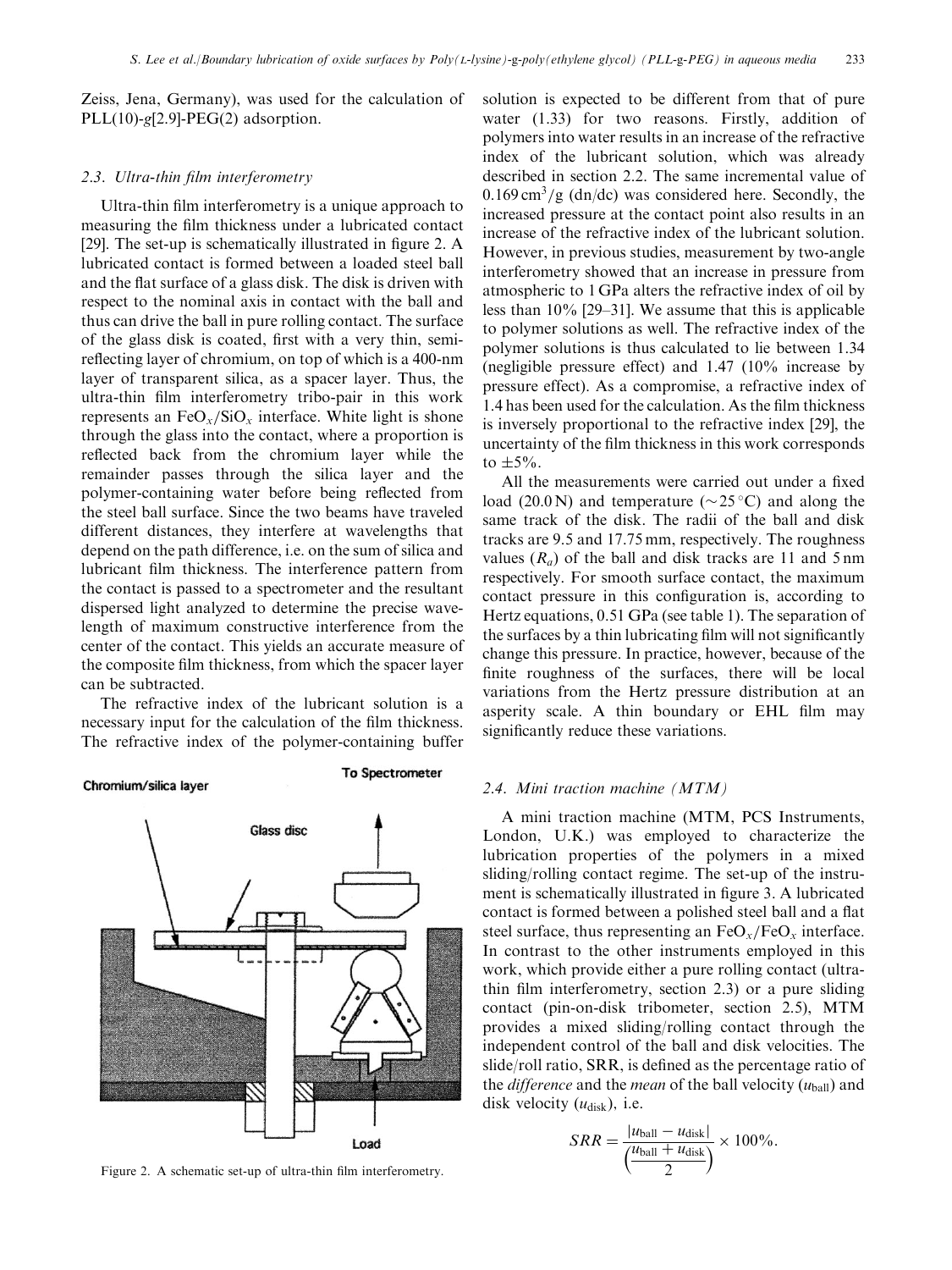Zeiss, Jena, Germany), was used for the calculation of PLL(10)-*g*[2.9]-PEG(2) adsorption.

### 2.3. Ultra-thin film interferometry

Ultra-thin film interferometry is a unique approach to measuring the film thickness under a lubricated contact [29]. The set-up is schematically illustrated in figure 2. A lubricated contact is formed between a loaded steel ball and the flat surface of a glass disk. The disk is driven with respect to the nominal axis in contact with the ball and thus can drive the ball in pure rolling contact. The surface of the glass disk is coated, first with a very thin, semi-reflecting layer of chromium, on top of which is a 400-nm layer of transparent silica, as a spacer layer. Thus, the ultra-thin film interferometry tribo-pair in this work represents an $FeO_x/SiO_x$ interface. White light is shone through the glass into the contact, where a proportion is reflected back from the chromium layer while the remainder passes through the silica layer and the polymer-containing water before being reflected from the steel ball surface. Since the two beams have traveled different distances, they interfere at wavelengths that depend on the path difference, i.e. on the sum of silica and lubricant film thickness. The interference pattern from the contact is passed to a spectrometer and the resultant dispersed light analyzed to determine the precise wavelength of maximum constructive interference from the center of the contact. This yields an accurate measure of the composite film thickness, from which the spacer layer can be subtracted.

The refractive index of the lubricant solution is a necessary input for the calculation of the film thickness. The refractive index of the polymer-containing buffer solution is expected to be different from that of pure water (1.33) for two reasons. Firstly, addition of polymers into water results in an increase of the refractive index of the lubricant solution, which was already described in section 2.2. The same incremental value of $0.169\,cm^3/g$ (dn/dc) was considered here. Secondly, the increased pressure at the contact point also results in an increase of the refractive index of the lubricant solution. However, in previous studies, measurement by two-angle interferometry showed that an increase in pressure from atmospheric to 1 GPa alters the refractive index of oil by less than 10% [29–31]. We assume that this is applicable to polymer solutions as well. The refractive index of the polymer solutions is thus calculated to lie between 1.34 (negligible pressure effect) and 1.47 (10% increase by pressure effect). As a compromise, a refractive index of 1.4 has been used for the calculation. As the film thickness is inversely proportional to the refractive index [29], the uncertainty of the film thickness in this work corresponds to $\pm 5\%$.

All the measurements were carried out under a fixed load (20.0 N) and temperature ($\sim 25\,°C$) and along the same track of the disk. The radii of the ball and disk tracks are 9.5 and 17.75 mm, respectively. The roughness values ($R_a$) of the ball and disk tracks are 11 and 5 nm respectively. For smooth surface contact, the maximum contact pressure in this configuration is, according to Hertz equations, 0.51 GPa (see table 1). The separation of the surfaces by a thin lubricating film will not significantly change this pressure. In practice, however, because of the finite roughness of the surfaces, there will be local variations from the Hertz pressure distribution at an asperity scale. A thin boundary or EHL film may significantly reduce these variations.

Chromium/silica layer

To Spectrometer

Glass disc

Load

Figure 2. A schematic set-up of ultra-thin film interferometry.

### 2.4. Mini traction machine (MTM)

A mini traction machine (MTM, PCS Instruments, London, U.K.) was employed to characterize the lubrication properties of the polymers in a mixed sliding/rolling contact regime. The set-up of the instrument is schematically illustrated in figure 3. A lubricated contact is formed between a polished steel ball and a flat steel surface, thus representing an $FeO_x/FeO_x$ interface. In contrast to the other instruments employed in this work, which provide either a pure rolling contact (ultra-thin film interferometry, section 2.3) or a pure sliding contact (pin-on-disk tribometer, section 2.5), MTM provides a mixed sliding/rolling contact through the independent control of the ball and disk velocities. The slide/roll ratio, SRR, is defined as the percentage ratio of the *difference* and the *mean* of the ball velocity ($u_{ball}$) and disk velocity ($u_{disk}$), i.e.

$$SRR = \frac{|u_{ball} - u_{disk}|}{\left(\frac{u_{ball} + u_{disk}}{2}\right)} \times 100\%.$$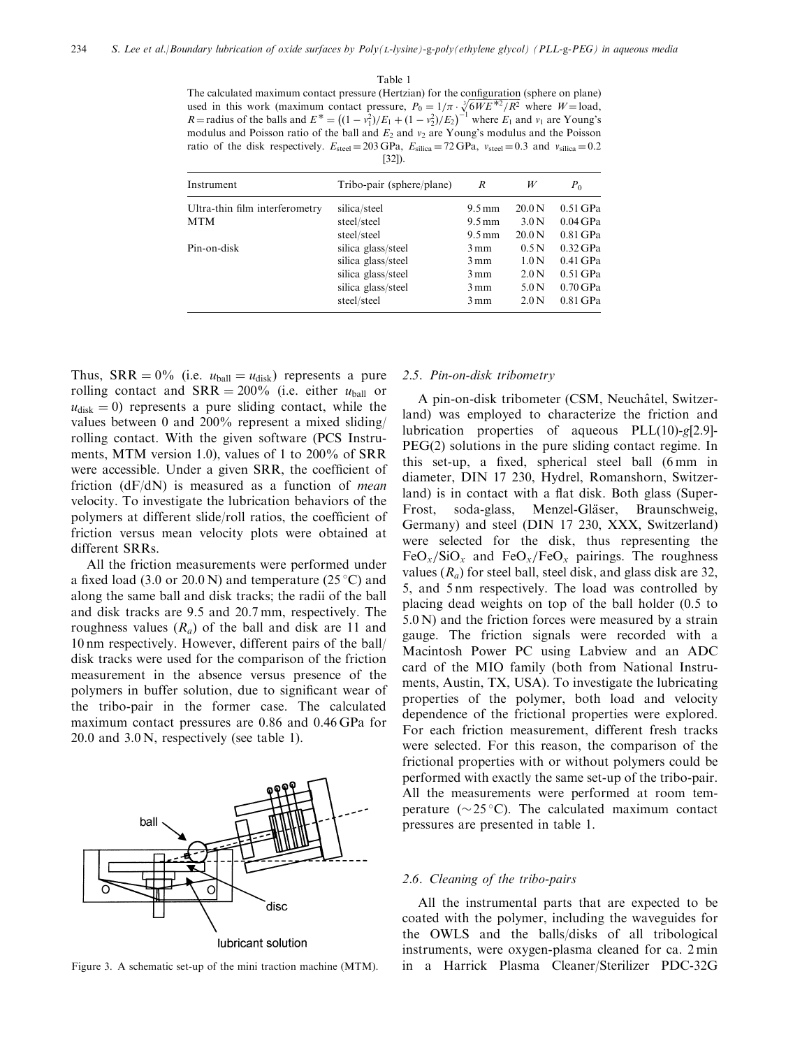Table 1
The calculated maximum contact pressure (Hertzian) for the configuration (sphere on plane) used in this work (maximum contact pressure, $P_0 = 1/\pi \cdot \sqrt[3]{6WE^{*2}/R^2}$ where $W$ = load, $R$ = radius of the balls and $E^* = \left((1-\nu_1^2)/E_1 + (1-\nu_2^2)/E_2\right)^{-1}$ where $E_1$ and $\nu_1$ are Young's modulus and Poisson ratio of the ball and $E_2$ and $\nu_2$ are Young's modulus and the Poisson ratio of the disk respectively. $E_{steel} = 203$ GPa, $E_{silica} = 72$ GPa, $\nu_{steel} = 0.3$ and $\nu_{silica} = 0.2$ [32]).

| Instrument | Tribo-pair (sphere/plane) | $R$ | $W$ | $P_0$ |
|---|---|---|---|---|
| Ultra-thin film interferometry | silica/steel | 9.5 mm | 20.0 N | 0.51 GPa |
| MTM | steel/steel | 9.5 mm | 3.0 N | 0.04 GPa |
| | steel/steel | 9.5 mm | 20.0 N | 0.81 GPa |
| Pin-on-disk | silica glass/steel | 3 mm | 0.5 N | 0.32 GPa |
| | silica glass/steel | 3 mm | 1.0 N | 0.41 GPa |
| | silica glass/steel | 3 mm | 2.0 N | 0.51 GPa |
| | silica glass/steel | 3 mm | 5.0 N | 0.70 GPa |
| | steel/steel | 3 mm | 2.0 N | 0.81 GPa |

Thus, SRR = 0% (i.e. $u_{ball} = u_{disk}$) represents a pure rolling contact and SRR = 200% (i.e. either $u_{ball}$ or $u_{disk} = 0$) represents a pure sliding contact, while the values between 0 and 200% represent a mixed sliding/rolling contact. With the given software (PCS Instruments, MTM version 1.0), values of 1 to 200% of SRR were accessible. Under a given SRR, the coefficient of friction (dF/dN) is measured as a function of *mean* velocity. To investigate the lubrication behaviors of the polymers at different slide/roll ratios, the coefficient of friction versus mean velocity plots were obtained at different SRRs.

All the friction measurements were performed under a fixed load (3.0 or 20.0 N) and temperature (25 °C) and along the same ball and disk tracks; the radii of the ball and disk tracks are 9.5 and 20.7 mm, respectively. The roughness values ($R_a$) of the ball and disk are 11 and 10 nm respectively. However, different pairs of the ball/disk tracks were used for the comparison of the friction measurement in the absence versus presence of the polymers in buffer solution, due to significant wear of the tribo-pair in the former case. The calculated maximum contact pressures are 0.86 and 0.46 GPa for 20.0 and 3.0 N, respectively (see table 1).

Figure 3. A schematic set-up of the mini traction machine (MTM).

### 2.5. Pin-on-disk tribometry

A pin-on-disk tribometer (CSM, Neuchâtel, Switzerland) was employed to characterize the friction and lubrication properties of aqueous PLL(10)-*g*[2.9]-PEG(2) solutions in the pure sliding contact regime. In this set-up, a fixed, spherical steel ball (6 mm in diameter, DIN 17 230, Hydrel, Romanshorn, Switzerland) is in contact with a flat disk. Both glass (Super-Frost, soda-glass, Menzel-Gläser, Braunschweig, Germany) and steel (DIN 17 230, XXX, Switzerland) were selected for the disk, thus representing the $FeO_x/SiO_x$ and $FeO_x/FeO_x$ pairings. The roughness values ($R_a$) for steel ball, steel disk, and glass disk are 32, 5, and 5 nm respectively. The load was controlled by placing dead weights on top of the ball holder (0.5 to 5.0 N) and the friction forces were measured by a strain gauge. The friction signals were recorded with a Macintosh Power PC using Labview and an ADC card of the MIO family (both from National Instruments, Austin, TX, USA). To investigate the lubricating properties of the polymer, both load and velocity dependence of the frictional properties were explored. For each friction measurement, different fresh tracks were selected. For this reason, the comparison of the frictional properties with or without polymers could be performed with exactly the same set-up of the tribo-pair. All the measurements were performed at room temperature (~25 °C). The calculated maximum contact pressures are presented in table 1.

### 2.6. Cleaning of the tribo-pairs

All the instrumental parts that are expected to be coated with the polymer, including the waveguides for the OWLS and the balls/disks of all tribological instruments, were oxygen-plasma cleaned for ca. 2 min in a Harrick Plasma Cleaner/Sterilizer PDC-32G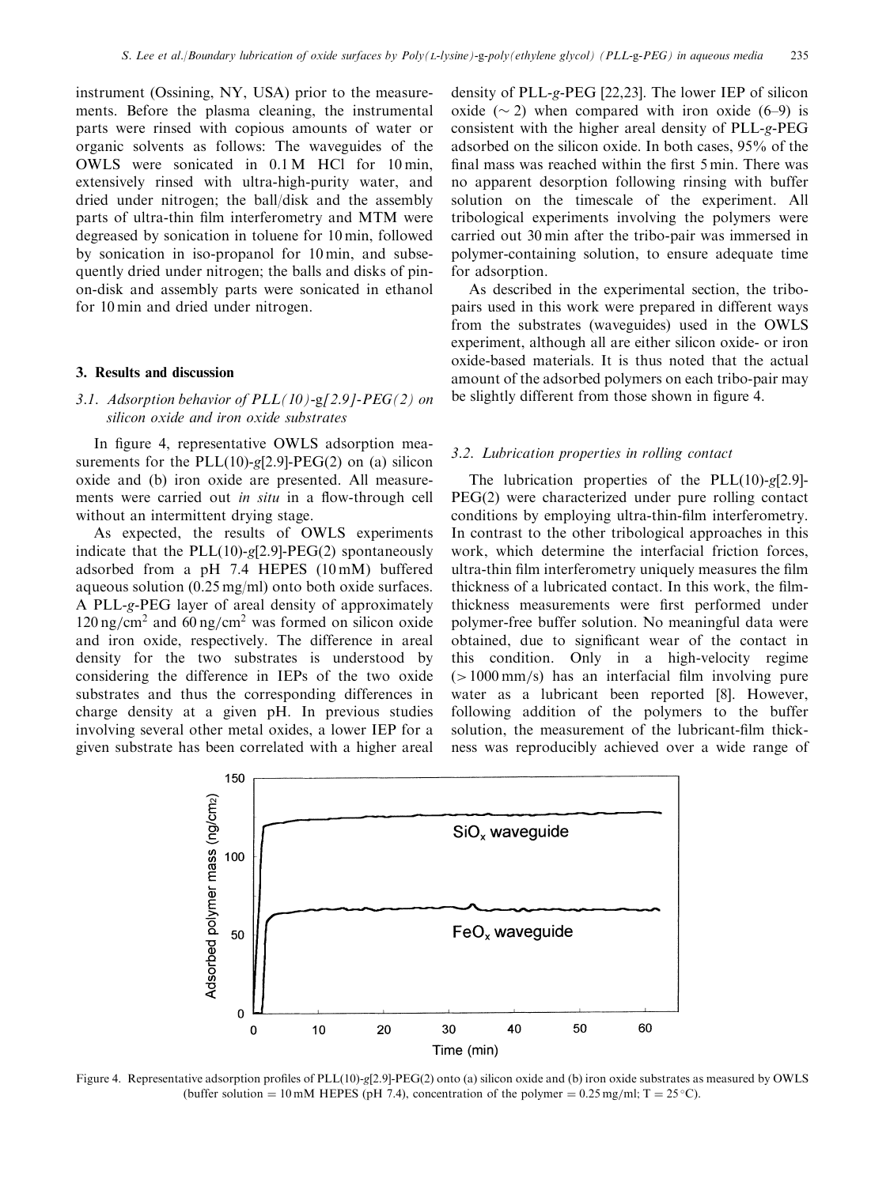instrument (Ossining, NY, USA) prior to the measurements. Before the plasma cleaning, the instrumental parts were rinsed with copious amounts of water or organic solvents as follows: The waveguides of the OWLS were sonicated in 0.1 M HCl for 10 min, extensively rinsed with ultra-high-purity water, and dried under nitrogen; the ball/disk and the assembly parts of ultra-thin film interferometry and MTM were degreased by sonication in toluene for 10 min, followed by sonication in iso-propanol for 10 min, and subsequently dried under nitrogen; the balls and disks of pin-on-disk and assembly parts were sonicated in ethanol for 10 min and dried under nitrogen.

## 3. Results and discussion

### 3.1. Adsorption behavior of PLL(10)-g[2.9]-PEG(2) on silicon oxide and iron oxide substrates

In figure 4, representative OWLS adsorption measurements for the PLL(10)-*g*[2.9]-PEG(2) on (a) silicon oxide and (b) iron oxide are presented. All measurements were carried out *in situ* in a flow-through cell without an intermittent drying stage.

As expected, the results of OWLS experiments indicate that the PLL(10)-*g*[2.9]-PEG(2) spontaneously adsorbed from a pH 7.4 HEPES (10 mM) buffered aqueous solution (0.25 mg/ml) onto both oxide surfaces. A PLL-*g*-PEG layer of areal density of approximately 120 ng/cm$^2$ and 60 ng/cm$^2$ was formed on silicon oxide and iron oxide, respectively. The difference in areal density for the two substrates is understood by considering the difference in IEPs of the two oxide substrates and thus the corresponding differences in charge density at a given pH. In previous studies involving several other metal oxides, a lower IEP for a given substrate has been correlated with a higher areal density of PLL-*g*-PEG [22,23]. The lower IEP of silicon oxide ($\sim 2$) when compared with iron oxide (6–9) is consistent with the higher areal density of PLL-*g*-PEG adsorbed on the silicon oxide. In both cases, 95% of the final mass was reached within the first 5 min. There was no apparent desorption following rinsing with buffer solution on the timescale of the experiment. All tribological experiments involving the polymers were carried out 30 min after the tribo-pair was immersed in polymer-containing solution, to ensure adequate time for adsorption.

As described in the experimental section, the tribo-pairs used in this work were prepared in different ways from the substrates (waveguides) used in the OWLS experiment, although all are either silicon oxide- or iron oxide-based materials. It is thus noted that the actual amount of the adsorbed polymers on each tribo-pair may be slightly different from those shown in figure 4.

### 3.2. Lubrication properties in rolling contact

The lubrication properties of the PLL(10)-*g*[2.9]-PEG(2) were characterized under pure rolling contact conditions by employing ultra-thin-film interferometry. In contrast to the other tribological approaches in this work, which determine the interfacial friction forces, ultra-thin film interferometry uniquely measures the film thickness of a lubricated contact. In this work, the film-thickness measurements were first performed under polymer-free buffer solution. No meaningful data were obtained, due to significant wear of the contact in this condition. Only in a high-velocity regime ($>1000$ mm/s) has an interfacial film involving pure water as a lubricant been reported [8]. However, following addition of the polymers to the buffer solution, the measurement of the lubricant-film thickness was reproducibly achieved over a wide range of

Figure 4. Representative adsorption profiles of PLL(10)-*g*[2.9]-PEG(2) onto (a) silicon oxide and (b) iron oxide substrates as measured by OWLS (buffer solution = 10 mM HEPES (pH 7.4), concentration of the polymer = 0.25 mg/ml; T = 25 °C).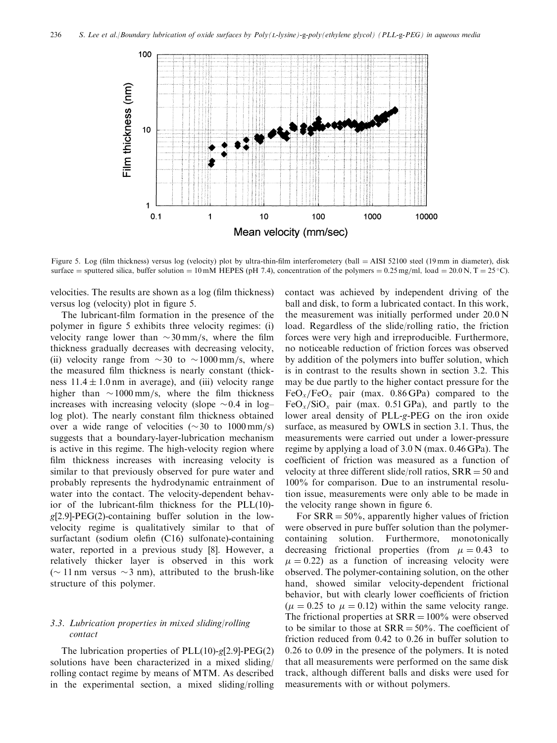Figure 5. Log (film thickness) versus log (velocity) plot by ultra-thin-film interferometery (ball = AISI 52100 steel (19 mm in diameter), disk surface = sputtered silica, buffer solution = 10 mM HEPES (pH 7.4), concentration of the polymers = 0.25 mg/ml, load = 20.0 N, T = 25 °C).

velocities. The results are shown as a log (film thickness) versus log (velocity) plot in figure 5.

The lubricant-film formation in the presence of the polymer in figure 5 exhibits three velocity regimes: (i) velocity range lower than ~30 mm/s, where the film thickness gradually decreases with decreasing velocity, (ii) velocity range from ~30 to ~1000 mm/s, where the measured film thickness is nearly constant (thickness $11.4 \pm 1.0$ nm in average), and (iii) velocity range higher than ~1000 mm/s, where the film thickness increases with increasing velocity (slope ~0.4 in log–log plot). The nearly constant film thickness obtained over a wide range of velocities (~30 to 1000 mm/s) suggests that a boundary-layer-lubrication mechanism is active in this regime. The high-velocity region where film thickness increases with increasing velocity is similar to that previously observed for pure water and probably represents the hydrodynamic entrainment of water into the contact. The velocity-dependent behavior of the lubricant-film thickness for the PLL(10)-*g*[2.9]-PEG(2)-containing buffer solution in the low-velocity regime is qualitatively similar to that of surfactant (sodium olefin (C16) sulfonate)-containing water, reported in a previous study [8]. However, a relatively thicker layer is observed in this work (~ 11 nm versus ~3 nm), attributed to the brush-like structure of this polymer.

### 3.3. Lubrication properties in mixed sliding/rolling contact

The lubrication properties of PLL(10)-*g*[2.9]-PEG(2) solutions have been characterized in a mixed sliding/rolling contact regime by means of MTM. As described in the experimental section, a mixed sliding/rolling contact was achieved by independent driving of the ball and disk, to form a lubricated contact. In this work, the measurement was initially performed under 20.0 N load. Regardless of the slide/rolling ratio, the friction forces were very high and irreproducible. Furthermore, no noticeable reduction of friction forces was observed by addition of the polymers into buffer solution, which is in contrast to the results shown in section 3.2. This may be due partly to the higher contact pressure for the $FeO_x/FeO_x$ pair (max. 0.86 GPa) compared to the $FeO_x/SiO_x$ pair (max. 0.51 GPa), and partly to the lower areal density of PLL-*g*-PEG on the iron oxide surface, as measured by OWLS in section 3.1. Thus, the measurements were carried out under a lower-pressure regime by applying a load of 3.0 N (max. 0.46 GPa). The coefficient of friction was measured as a function of velocity at three different slide/roll ratios, SRR = 50 and 100% for comparison. Due to an instrumental resolution issue, measurements were only able to be made in the velocity range shown in figure 6.

For SRR = 50%, apparently higher values of friction were observed in pure buffer solution than the polymer-containing solution. Furthermore, monotonically decreasing frictional properties (from $\mu = 0.43$ to $\mu = 0.22$) as a function of increasing velocity were observed. The polymer-containing solution, on the other hand, showed similar velocity-dependent frictional behavior, but with clearly lower coefficients of friction ($\mu = 0.25$ to $\mu = 0.12$) within the same velocity range. The frictional properties at SRR = 100% were observed to be similar to those at SRR = 50%. The coefficient of friction reduced from 0.42 to 0.26 in buffer solution to 0.26 to 0.09 in the presence of the polymers. It is noted that all measurements were performed on the same disk track, although different balls and disks were used for measurements with or without polymers.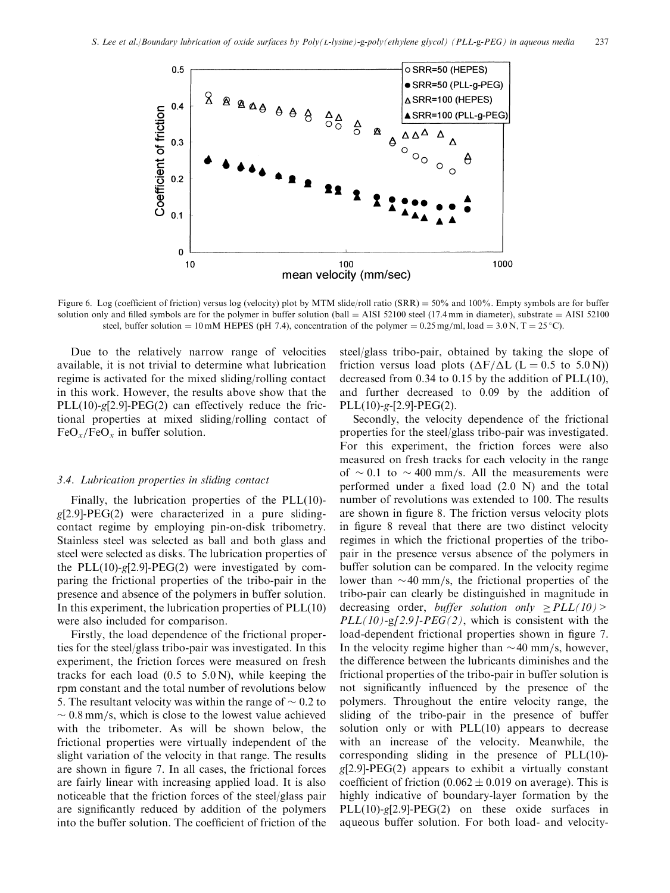Figure 6. Log (coefficient of friction) versus log (velocity) plot by MTM slide/roll ratio (SRR) = 50% and 100%. Empty symbols are for buffer solution only and filled symbols are for the polymer in buffer solution (ball = AISI 52100 steel (17.4 mm in diameter), substrate = AISI 52100 steel, buffer solution = 10 mM HEPES (pH 7.4), concentration of the polymer = 0.25 mg/ml, load = 3.0 N, T = 25 °C).

Due to the relatively narrow range of velocities available, it is not trivial to determine what lubrication regime is activated for the mixed sliding/rolling contact in this work. However, the results above show that the PLL(10)-*g*[2.9]-PEG(2) can effectively reduce the frictional properties at mixed sliding/rolling contact of $FeO_x/FeO_x$ in buffer solution.

### 3.4. Lubrication properties in sliding contact

Finally, the lubrication properties of the PLL(10)-*g*[2.9]-PEG(2) were characterized in a pure sliding-contact regime by employing pin-on-disk tribometry. Stainless steel was selected as ball and both glass and steel were selected as disks. The lubrication properties of the PLL(10)-*g*[2.9]-PEG(2) were investigated by comparing the frictional properties of the tribo-pair in the presence and absence of the polymers in buffer solution. In this experiment, the lubrication properties of PLL(10) were also included for comparison.

Firstly, the load dependence of the frictional properties for the steel/glass tribo-pair was investigated. In this experiment, the friction forces were measured on fresh tracks for each load (0.5 to 5.0 N), while keeping the rpm constant and the total number of revolutions below 5. The resultant velocity was within the range of ~ 0.2 to ~ 0.8 mm/s, which is close to the lowest value achieved with the tribometer. As will be shown below, the frictional properties were virtually independent of the slight variation of the velocity in that range. The results are shown in figure 7. In all cases, the frictional forces are fairly linear with increasing applied load. It is also noticeable that the friction forces of the steel/glass pair are significantly reduced by addition of the polymers into the buffer solution. The coefficient of friction of the steel/glass tribo-pair, obtained by taking the slope of friction versus load plots ($\Delta F/\Delta L$ (L = 0.5 to 5.0 N)) decreased from 0.34 to 0.15 by the addition of PLL(10), and further decreased to 0.09 by the addition of PLL(10)-*g*-[2.9]-PEG(2).

Secondly, the velocity dependence of the frictional properties for the steel/glass tribo-pair was investigated. For this experiment, the friction forces were also measured on fresh tracks for each velocity in the range of ~ 0.1 to ~ 400 mm/s. All the measurements were performed under a fixed load (2.0 N) and the total number of revolutions was extended to 100. The results are shown in figure 8. The friction versus velocity plots in figure 8 reveal that there are two distinct velocity regimes in which the frictional properties of the tribo-pair in the presence versus absence of the polymers in buffer solution can be compared. In the velocity regime lower than ~40 mm/s, the frictional properties of the tribo-pair can clearly be distinguished in magnitude in decreasing order, *buffer solution only ≥ PLL(10) > PLL(10)-g[2.9]-PEG(2)*, which is consistent with the load-dependent frictional properties shown in figure 7. In the velocity regime higher than ~40 mm/s, however, the difference between the lubricants diminishes and the frictional properties of the tribo-pair in buffer solution is not significantly influenced by the presence of the polymers. Throughout the entire velocity range, the sliding of the tribo-pair in the presence of buffer solution only or with PLL(10) appears to decrease with an increase of the velocity. Meanwhile, the corresponding sliding in the presence of PLL(10)-*g*[2.9]-PEG(2) appears to exhibit a virtually constant coefficient of friction (0.062 ± 0.019 on average). This is highly indicative of boundary-layer formation by the PLL(10)-*g*[2.9]-PEG(2) on these oxide surfaces in aqueous buffer solution. For both load- and velocity-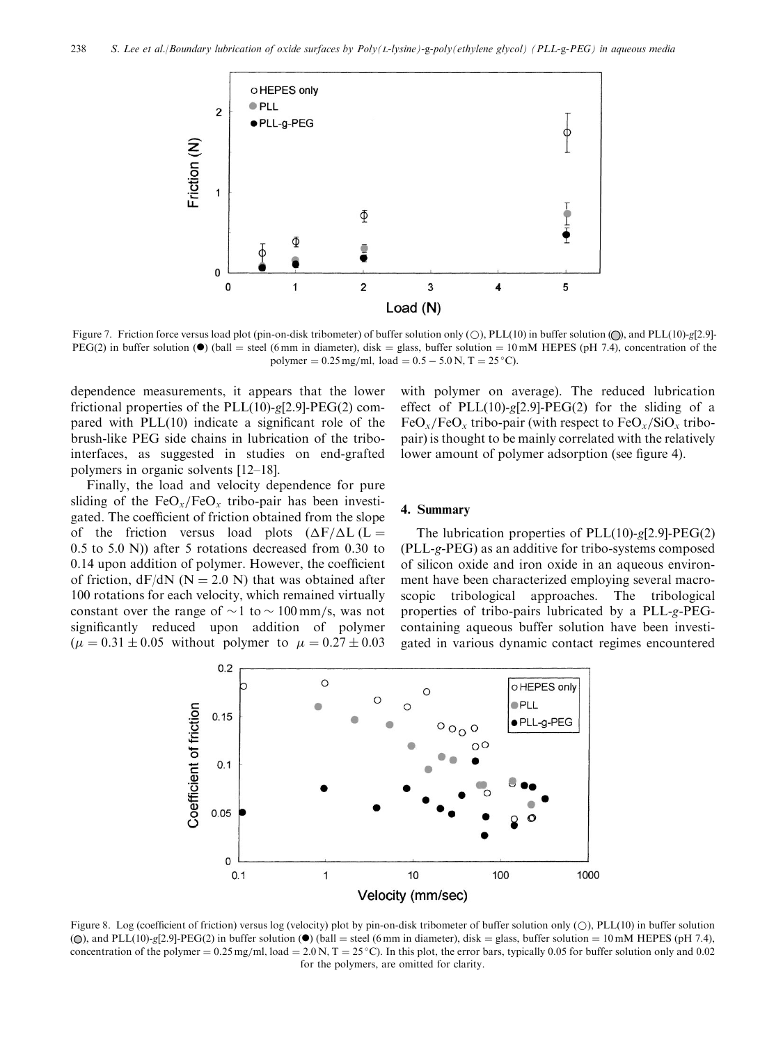Figure 7. Friction force versus load plot (pin-on-disk tribometer) of buffer solution only (○), PLL(10) in buffer solution (◎), and PLL(10)-$g$[2.9]-PEG(2) in buffer solution (●) (ball = steel (6 mm in diameter), disk = glass, buffer solution = 10 mM HEPES (pH 7.4), concentration of the polymer = 0.25 mg/ml, load = 0.5 − 5.0 N, T = 25 °C).

dependence measurements, it appears that the lower frictional properties of the PLL(10)-$g$[2.9]-PEG(2) compared with PLL(10) indicate a significant role of the brush-like PEG side chains in lubrication of the tribo-interfaces, as suggested in studies on end-grafted polymers in organic solvents [12–18].

Finally, the load and velocity dependence for pure sliding of the $FeO_x/FeO_x$ tribo-pair has been investigated. The coefficient of friction obtained from the slope of the friction versus load plots ($\Delta F/\Delta L$ (L = 0.5 to 5.0 N)) after 5 rotations decreased from 0.30 to 0.14 upon addition of polymer. However, the coefficient of friction, dF/dN (N = 2.0 N) that was obtained after 100 rotations for each velocity, which remained virtually constant over the range of ~1 to ~100 mm/s, was not significantly reduced upon addition of polymer ($\mu = 0.31 \pm 0.05$ without polymer to $\mu = 0.27 \pm 0.03$ with polymer on average). The reduced lubrication effect of PLL(10)-$g$[2.9]-PEG(2) for the sliding of a $FeO_x/FeO_x$ tribo-pair (with respect to $FeO_x/SiO_x$ tribo-pair) is thought to be mainly correlated with the relatively lower amount of polymer adsorption (see figure 4).

## 4. Summary

The lubrication properties of PLL(10)-$g$[2.9]-PEG(2) (PLL-$g$-PEG) as an additive for tribo-systems composed of silicon oxide and iron oxide in an aqueous environment have been characterized employing several macroscopic tribological approaches. The tribological properties of tribo-pairs lubricated by a PLL-$g$-PEG-containing aqueous buffer solution have been investigated in various dynamic contact regimes encountered

Figure 8. Log (coefficient of friction) versus log (velocity) plot by pin-on-disk tribometer of buffer solution only (○), PLL(10) in buffer solution (◎), and PLL(10)-$g$[2.9]-PEG(2) in buffer solution (●) (ball = steel (6 mm in diameter), disk = glass, buffer solution = 10 mM HEPES (pH 7.4), concentration of the polymer = 0.25 mg/ml, load = 2.0 N, T = 25 °C). In this plot, the error bars, typically 0.05 for buffer solution only and 0.02 for the polymers, are omitted for clarity.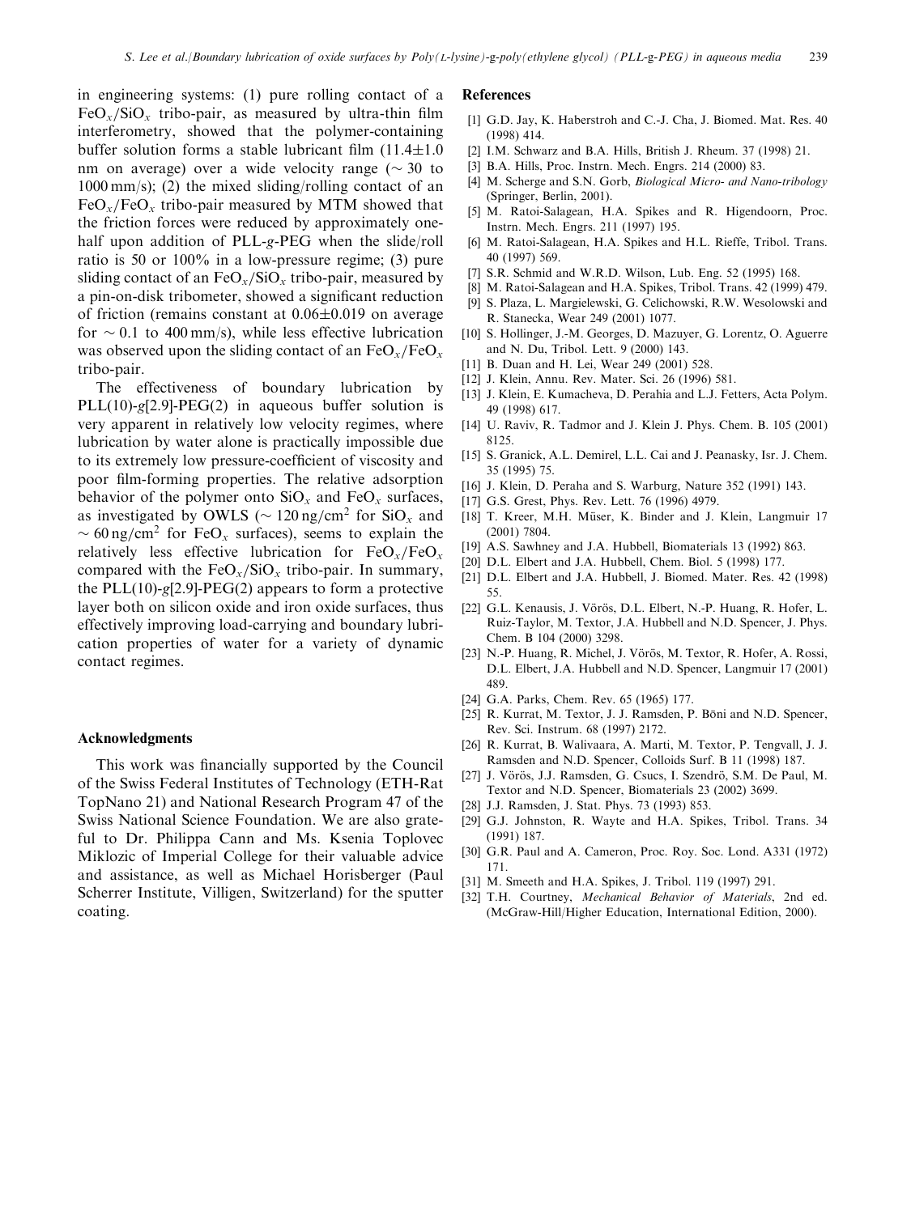in engineering systems: (1) pure rolling contact of a $FeO_x/SiO_x$ tribo-pair, as measured by ultra-thin film interferometry, showed that the polymer-containing buffer solution forms a stable lubricant film ($11.4\pm1.0$ nm on average) over a wide velocity range ($\sim 30$ to 1000 mm/s); (2) the mixed sliding/rolling contact of an $FeO_x/FeO_x$ tribo-pair measured by MTM showed that the friction forces were reduced by approximately one-half upon addition of PLL-*g*-PEG when the slide/roll ratio is 50 or 100% in a low-pressure regime; (3) pure sliding contact of an $FeO_x/SiO_x$ tribo-pair, measured by a pin-on-disk tribometer, showed a significant reduction of friction (remains constant at $0.06\pm0.019$ on average for $\sim 0.1$ to 400 mm/s), while less effective lubrication was observed upon the sliding contact of an $FeO_x/FeO_x$ tribo-pair.

The effectiveness of boundary lubrication by PLL(10)-*g*[2.9]-PEG(2) in aqueous buffer solution is very apparent in relatively low velocity regimes, where lubrication by water alone is practically impossible due to its extremely low pressure-coefficient of viscosity and poor film-forming properties. The relative adsorption behavior of the polymer onto $SiO_x$ and $FeO_x$ surfaces, as investigated by OWLS ($\sim 120\,\text{ng/cm}^2$ for $SiO_x$ and $\sim 60\,\text{ng/cm}^2$ for $FeO_x$ surfaces), seems to explain the relatively less effective lubrication for $FeO_x/FeO_x$ compared with the $FeO_x/SiO_x$ tribo-pair. In summary, the PLL(10)-*g*[2.9]-PEG(2) appears to form a protective layer both on silicon oxide and iron oxide surfaces, thus effectively improving load-carrying and boundary lubrication properties of water for a variety of dynamic contact regimes.

## Acknowledgments

This work was financially supported by the Council of the Swiss Federal Institutes of Technology (ETH-Rat TopNano 21) and National Research Program 47 of the Swiss National Science Foundation. We are also grateful to Dr. Philippa Cann and Ms. Ksenia Toplovec Miklozic of Imperial College for their valuable advice and assistance, as well as Michael Horisberger (Paul Scherrer Institute, Villigen, Switzerland) for the sputter coating.

## References

[1] G.D. Jay, K. Haberstroh and C.-J. Cha, J. Biomed. Mat. Res. 40 (1998) 414.

[2] I.M. Schwarz and B.A. Hills, British J. Rheum. 37 (1998) 21.

[3] B.A. Hills, Proc. Instrn. Mech. Engrs. 214 (2000) 83.

[4] M. Scherge and S.N. Gorb, *Biological Micro- and Nano-tribology* (Springer, Berlin, 2001).

[5] M. Ratoi-Salagean, H.A. Spikes and R. Higendoorn, Proc. Instrn. Mech. Engrs. 211 (1997) 195.

[6] M. Ratoi-Salagean, H.A. Spikes and H.L. Rieffe, Tribol. Trans. 40 (1997) 569.

[7] S.R. Schmid and W.R.D. Wilson, Lub. Eng. 52 (1995) 168.

[8] M. Ratoi-Salagean and H.A. Spikes, Tribol. Trans. 42 (1999) 479.

[9] S. Plaza, L. Margielewski, G. Celichowski, R.W. Wesolowski and R. Stanecka, Wear 249 (2001) 1077.

[10] S. Hollinger, J.-M. Georges, D. Mazuyer, G. Lorentz, O. Aguerre and N. Du, Tribol. Lett. 9 (2000) 143.

[11] B. Duan and H. Lei, Wear 249 (2001) 528.

[12] J. Klein, Annu. Rev. Mater. Sci. 26 (1996) 581.

[13] J. Klein, E. Kumacheva, D. Perahia and L.J. Fetters, Acta Polym. 49 (1998) 617.

[14] U. Raviv, R. Tadmor and J. Klein J. Phys. Chem. B. 105 (2001) 8125.

[15] S. Granick, A.L. Demirel, L.L. Cai and J. Peanasky, Isr. J. Chem. 35 (1995) 75.

[16] J. Klein, D. Peraha and S. Warburg, Nature 352 (1991) 143.

[17] G.S. Grest, Phys. Rev. Lett. 76 (1996) 4979.

[18] T. Kreer, M.H. Müser, K. Binder and J. Klein, Langmuir 17 (2001) 7804.

[19] A.S. Sawhney and J.A. Hubbell, Biomaterials 13 (1992) 863.

[20] D.L. Elbert and J.A. Hubbell, Chem. Biol. 5 (1998) 177.

[21] D.L. Elbert and J.A. Hubbell, J. Biomed. Mater. Res. 42 (1998) 55.

[22] G.L. Kenausis, J. Vörös, D.L. Elbert, N.-P. Huang, R. Hofer, L. Ruiz-Taylor, M. Textor, J.A. Hubbell and N.D. Spencer, J. Phys. Chem. B 104 (2000) 3298.

[23] N.-P. Huang, R. Michel, J. Vörös, M. Textor, R. Hofer, A. Rossi, D.L. Elbert, J.A. Hubbell and N.D. Spencer, Langmuir 17 (2001) 489.

[24] G.A. Parks, Chem. Rev. 65 (1965) 177.

[25] R. Kurrat, M. Textor, J. J. Ramsden, P. Böni and N.D. Spencer, Rev. Sci. Instrum. 68 (1997) 2172.

[26] R. Kurrat, B. Walivaara, A. Marti, M. Textor, P. Tengvall, J. J. Ramsden and N.D. Spencer, Colloids Surf. B 11 (1998) 187.

[27] J. Vörös, J.J. Ramsden, G. Csucs, I. Szendrö, S.M. De Paul, M. Textor and N.D. Spencer, Biomaterials 23 (2002) 3699.

[28] J.J. Ramsden, J. Stat. Phys. 73 (1993) 853.

[29] G.J. Johnston, R. Wayte and H.A. Spikes, Tribol. Trans. 34 (1991) 187.

[30] G.R. Paul and A. Cameron, Proc. Roy. Soc. Lond. A331 (1972) 171.

[31] M. Smeeth and H.A. Spikes, J. Tribol. 119 (1997) 291.

[32] T.H. Courtney, *Mechanical Behavior of Materials*, 2nd ed. (McGraw-Hill/Higher Education, International Edition, 2000).